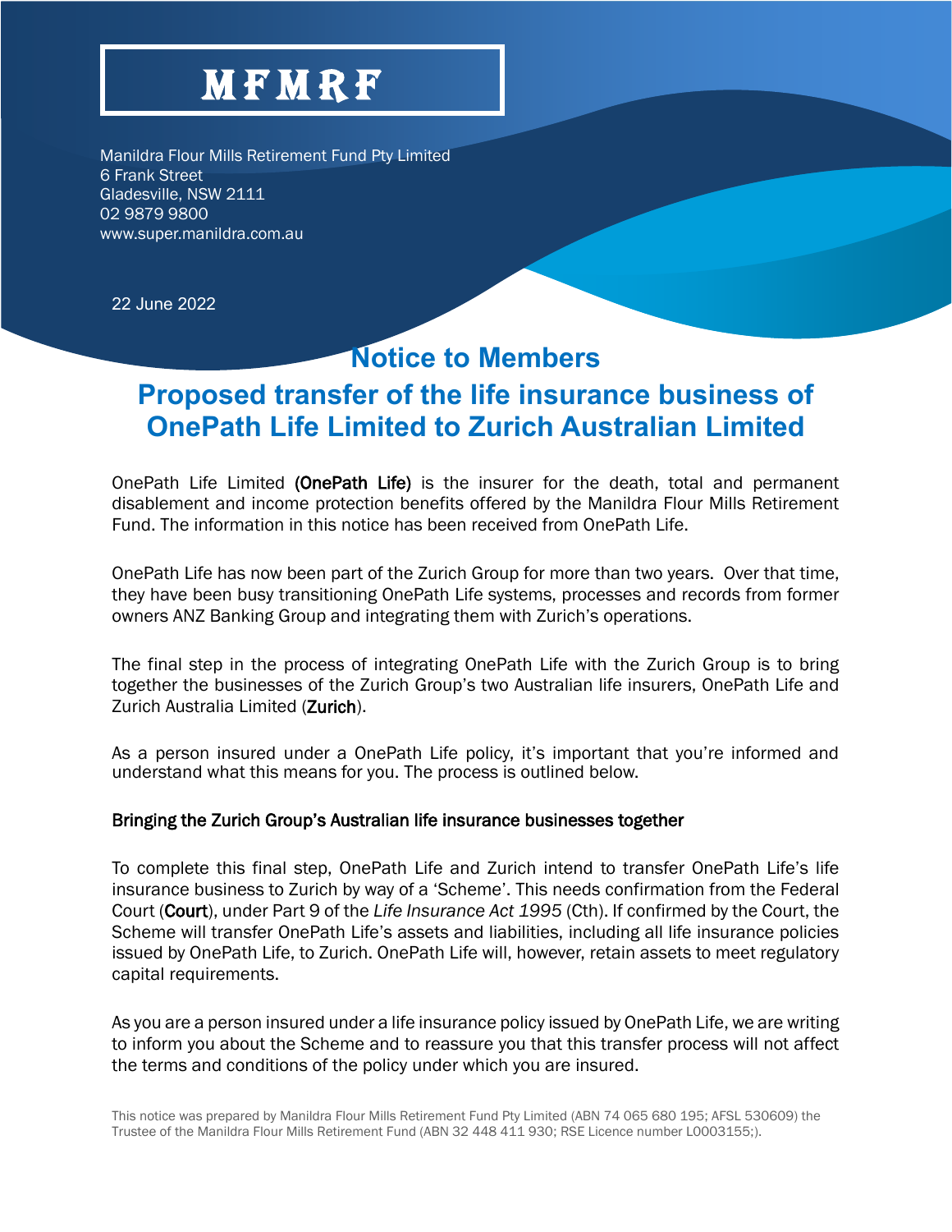# MFMRF

Manildra Flour Mills Retirement Fund Pty Limited
6 Frank Street
Gladesville, NSW 2111
02 9879 9800
www.super.manildra.com.au

22 June 2022

## Notice to Members

## Proposed transfer of the life insurance business of OnePath Life Limited to Zurich Australian Limited

OnePath Life Limited (**OnePath Life**) is the insurer for the death, total and permanent disablement and income protection benefits offered by the Manildra Flour Mills Retirement Fund. The information in this notice has been received from OnePath Life.

OnePath Life has now been part of the Zurich Group for more than two years. Over that time, they have been busy transitioning OnePath Life systems, processes and records from former owners ANZ Banking Group and integrating them with Zurich's operations.

The final step in the process of integrating OnePath Life with the Zurich Group is to bring together the businesses of the Zurich Group's two Australian life insurers, OnePath Life and Zurich Australia Limited (**Zurich**).

As a person insured under a OnePath Life policy, it's important that you're informed and understand what this means for you. The process is outlined below.

### Bringing the Zurich Group's Australian life insurance businesses together

To complete this final step, OnePath Life and Zurich intend to transfer OnePath Life's life insurance business to Zurich by way of a 'Scheme'. This needs confirmation from the Federal Court (**Court**), under Part 9 of the *Life Insurance Act 1995* (Cth). If confirmed by the Court, the Scheme will transfer OnePath Life's assets and liabilities, including all life insurance policies issued by OnePath Life, to Zurich. OnePath Life will, however, retain assets to meet regulatory capital requirements.

As you are a person insured under a life insurance policy issued by OnePath Life, we are writing to inform you about the Scheme and to reassure you that this transfer process will not affect the terms and conditions of the policy under which you are insured.

This notice was prepared by Manildra Flour Mills Retirement Fund Pty Limited (ABN 74 065 680 195; AFSL 530609) the Trustee of the Manildra Flour Mills Retirement Fund (ABN 32 448 411 930; RSE Licence number L0003155;).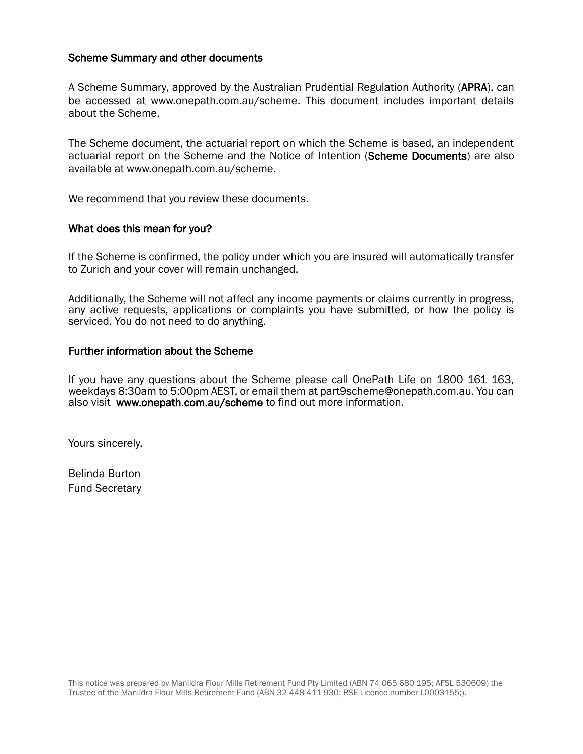## Scheme Summary and other documents

A Scheme Summary, approved by the Australian Prudential Regulation Authority (**APRA**), can be accessed at www.onepath.com.au/scheme. This document includes important details about the Scheme.

The Scheme document, the actuarial report on which the Scheme is based, an independent actuarial report on the Scheme and the Notice of Intention (**Scheme Documents**) are also available at www.onepath.com.au/scheme.

We recommend that you review these documents.

## What does this mean for you?

If the Scheme is confirmed, the policy under which you are insured will automatically transfer to Zurich and your cover will remain unchanged.

Additionally, the Scheme will not affect any income payments or claims currently in progress, any active requests, applications or complaints you have submitted, or how the policy is serviced. You do not need to do anything.

## Further information about the Scheme

If you have any questions about the Scheme please call OnePath Life on 1800 161 163, weekdays 8:30am to 5:00pm AEST, or email them at part9scheme@onepath.com.au. You can also visit **www.onepath.com.au/scheme** to find out more information.

Yours sincerely,

Belinda Burton
Fund Secretary

This notice was prepared by Manildra Flour Mills Retirement Fund Pty Limited (ABN 74 065 680 195; AFSL 530609) the Trustee of the Manildra Flour Mills Retirement Fund (ABN 32 448 411 930; RSE Licence number L0003155;).